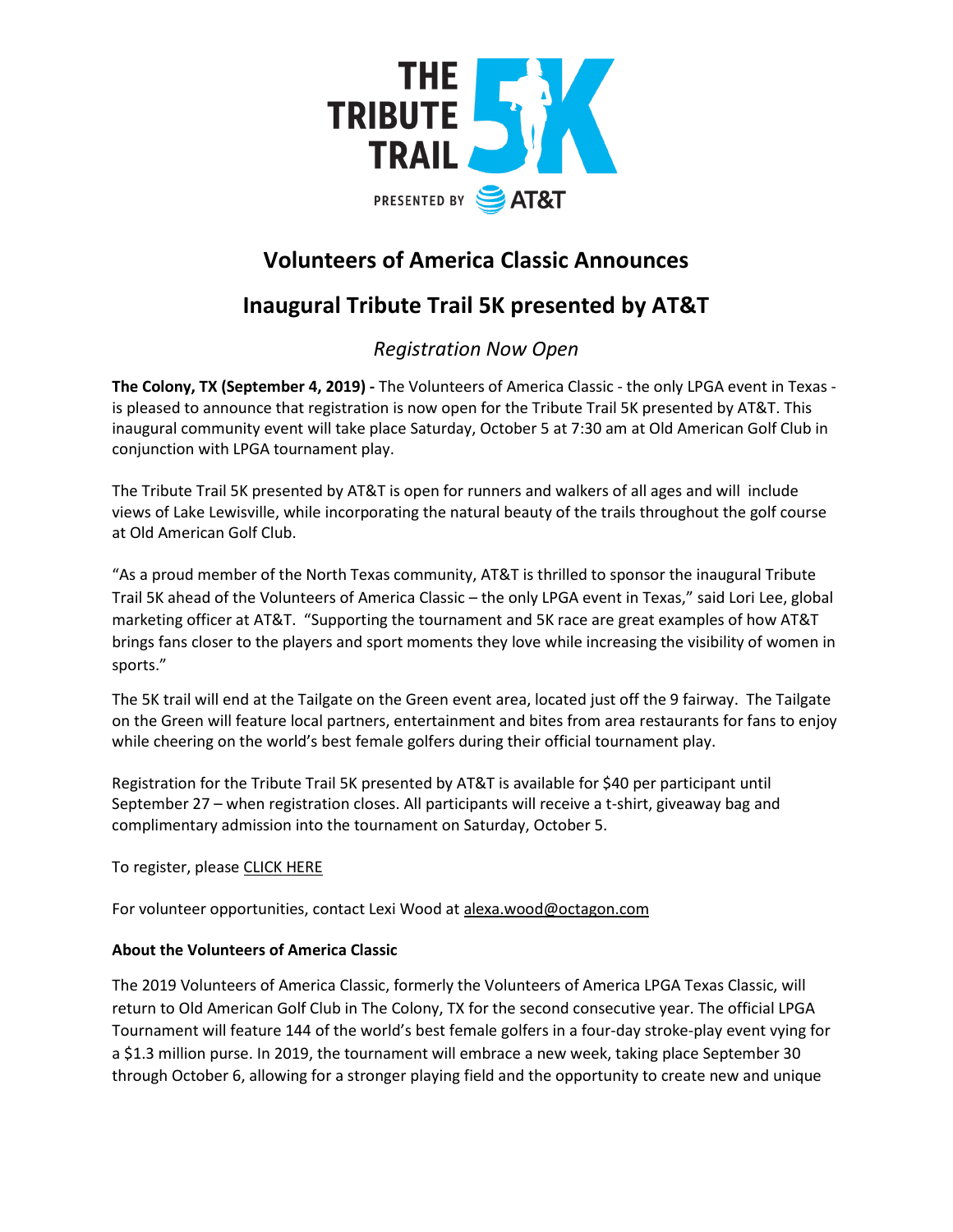THE TRIBUTE TRAIL 5K

PRESENTED BY AT&T

# Volunteers of America Classic Announces

# Inaugural Tribute Trail 5K presented by AT&T

*Registration Now Open*

**The Colony, TX (September 4, 2019) -** The Volunteers of America Classic - the only LPGA event in Texas - is pleased to announce that registration is now open for the Tribute Trail 5K presented by AT&T. This inaugural community event will take place Saturday, October 5 at 7:30 am at Old American Golf Club in conjunction with LPGA tournament play.

The Tribute Trail 5K presented by AT&T is open for runners and walkers of all ages and will include views of Lake Lewisville, while incorporating the natural beauty of the trails throughout the golf course at Old American Golf Club.

"As a proud member of the North Texas community, AT&T is thrilled to sponsor the inaugural Tribute Trail 5K ahead of the Volunteers of America Classic – the only LPGA event in Texas," said Lori Lee, global marketing officer at AT&T. "Supporting the tournament and 5K race are great examples of how AT&T brings fans closer to the players and sport moments they love while increasing the visibility of women in sports."

The 5K trail will end at the Tailgate on the Green event area, located just off the 9 fairway. The Tailgate on the Green will feature local partners, entertainment and bites from area restaurants for fans to enjoy while cheering on the world's best female golfers during their official tournament play.

Registration for the Tribute Trail 5K presented by AT&T is available for $40 per participant until September 27 – when registration closes. All participants will receive a t-shirt, giveaway bag and complimentary admission into the tournament on Saturday, October 5.

To register, please CLICK HERE

For volunteer opportunities, contact Lexi Wood at alexa.wood@octagon.com

**About the Volunteers of America Classic**

The 2019 Volunteers of America Classic, formerly the Volunteers of America LPGA Texas Classic, will return to Old American Golf Club in The Colony, TX for the second consecutive year. The official LPGA Tournament will feature 144 of the world's best female golfers in a four-day stroke-play event vying for a $1.3 million purse. In 2019, the tournament will embrace a new week, taking place September 30 through October 6, allowing for a stronger playing field and the opportunity to create new and unique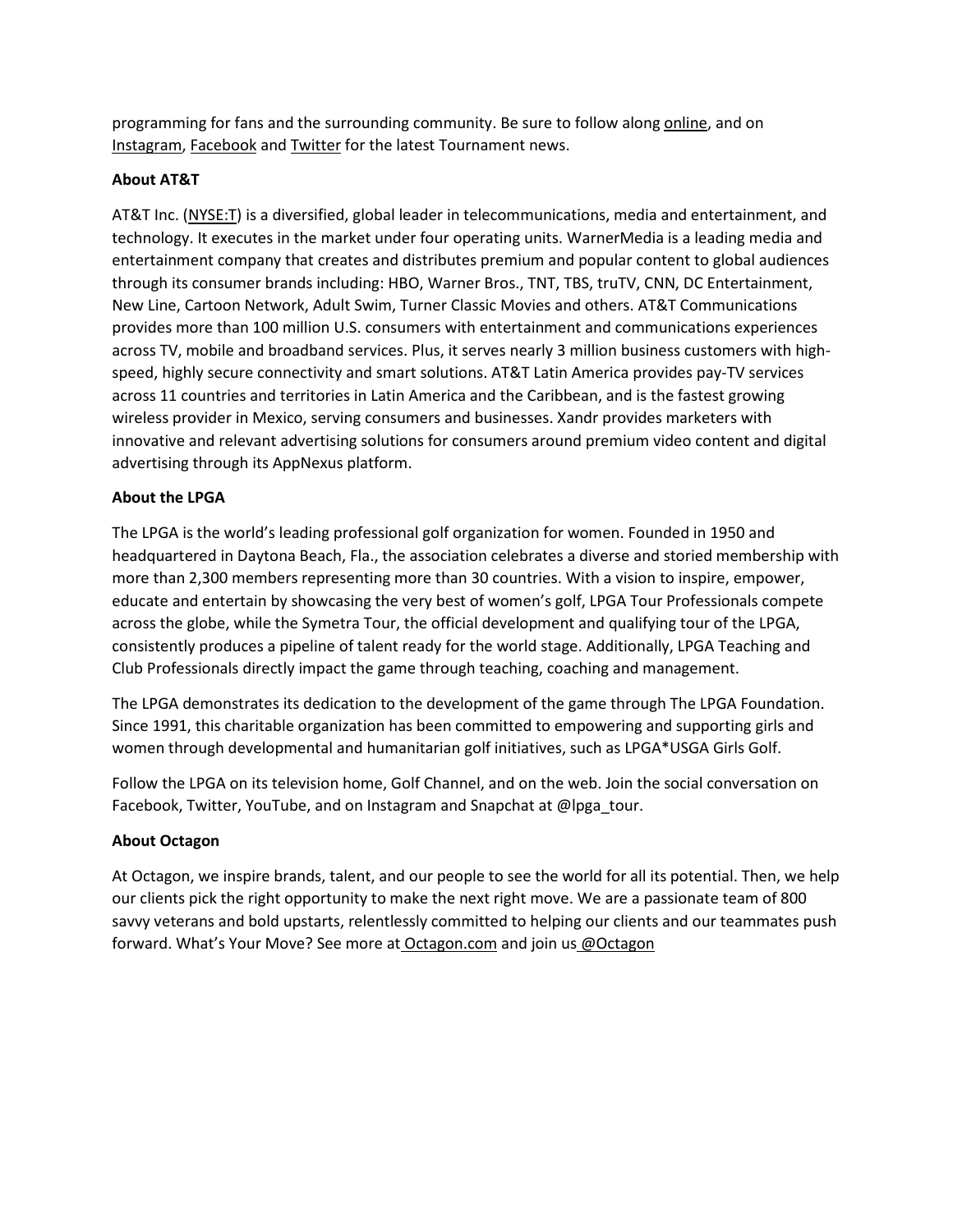programming for fans and the surrounding community. Be sure to follow along online, and on Instagram, Facebook and Twitter for the latest Tournament news.

**About AT&T**

AT&T Inc. (NYSE:T) is a diversified, global leader in telecommunications, media and entertainment, and technology. It executes in the market under four operating units. WarnerMedia is a leading media and entertainment company that creates and distributes premium and popular content to global audiences through its consumer brands including: HBO, Warner Bros., TNT, TBS, truTV, CNN, DC Entertainment, New Line, Cartoon Network, Adult Swim, Turner Classic Movies and others. AT&T Communications provides more than 100 million U.S. consumers with entertainment and communications experiences across TV, mobile and broadband services. Plus, it serves nearly 3 million business customers with high-speed, highly secure connectivity and smart solutions. AT&T Latin America provides pay-TV services across 11 countries and territories in Latin America and the Caribbean, and is the fastest growing wireless provider in Mexico, serving consumers and businesses. Xandr provides marketers with innovative and relevant advertising solutions for consumers around premium video content and digital advertising through its AppNexus platform.

**About the LPGA**

The LPGA is the world's leading professional golf organization for women. Founded in 1950 and headquartered in Daytona Beach, Fla., the association celebrates a diverse and storied membership with more than 2,300 members representing more than 30 countries. With a vision to inspire, empower, educate and entertain by showcasing the very best of women's golf, LPGA Tour Professionals compete across the globe, while the Symetra Tour, the official development and qualifying tour of the LPGA, consistently produces a pipeline of talent ready for the world stage. Additionally, LPGA Teaching and Club Professionals directly impact the game through teaching, coaching and management.

The LPGA demonstrates its dedication to the development of the game through The LPGA Foundation. Since 1991, this charitable organization has been committed to empowering and supporting girls and women through developmental and humanitarian golf initiatives, such as LPGA*USGA Girls Golf.

Follow the LPGA on its television home, Golf Channel, and on the web. Join the social conversation on Facebook, Twitter, YouTube, and on Instagram and Snapchat at @lpga_tour.

**About Octagon**

At Octagon, we inspire brands, talent, and our people to see the world for all its potential. Then, we help our clients pick the right opportunity to make the next right move. We are a passionate team of 800 savvy veterans and bold upstarts, relentlessly committed to helping our clients and our teammates push forward. What's Your Move? See more at Octagon.com and join us @Octagon